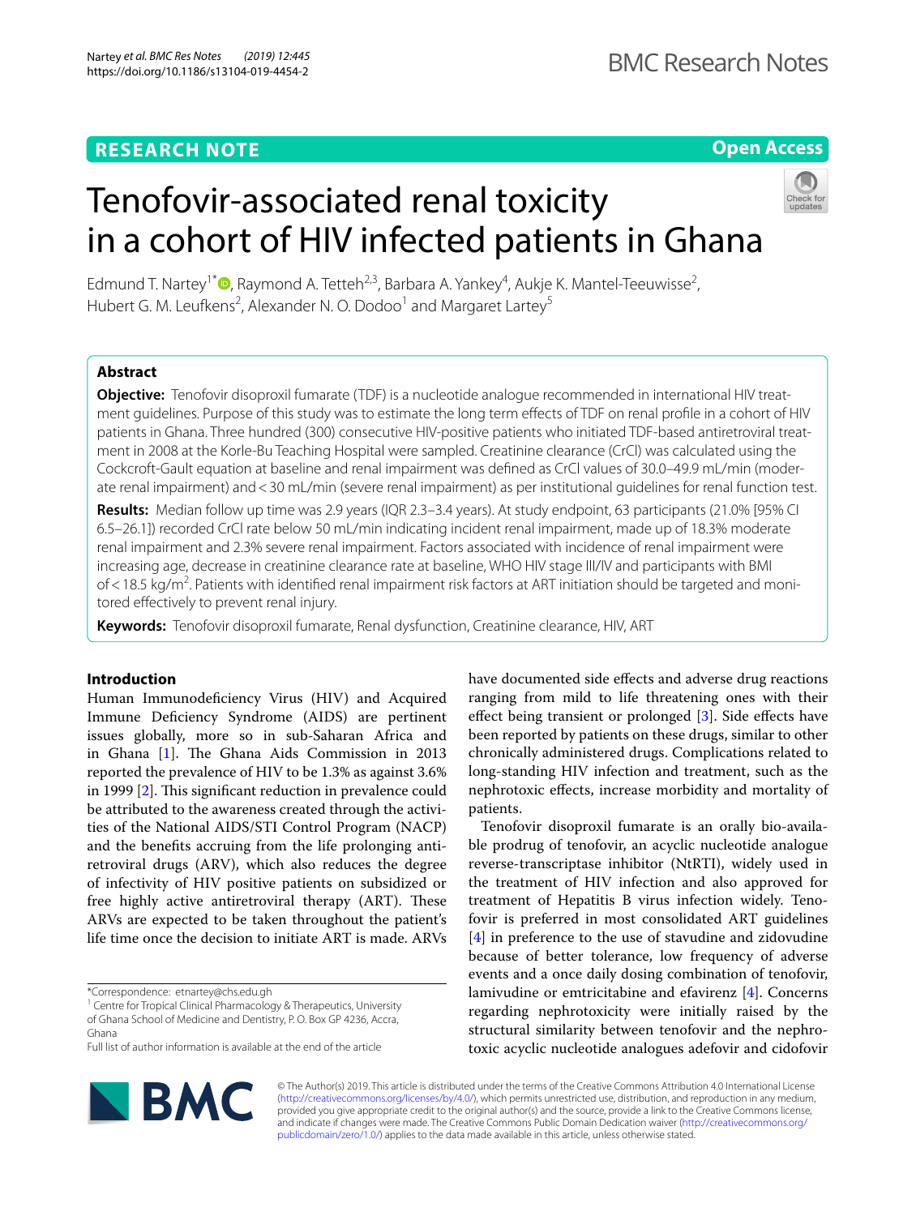RESEARCH NOTE

Open Access

# Tenofovir-associated renal toxicity in a cohort of HIV infected patients in Ghana

Edmund T. Nartey[1*], Raymond A. Tetteh[2,3], Barbara A. Yankey[4], Aukje K. Mantel-Teeuwisse[2], Hubert G. M. Leufkens[2], Alexander N. O. Dodoo[1] and Margaret Lartey[5]

## Abstract

**Objective:** Tenofovir disoproxil fumarate (TDF) is a nucleotide analogue recommended in international HIV treatment guidelines. Purpose of this study was to estimate the long term effects of TDF on renal profile in a cohort of HIV patients in Ghana. Three hundred (300) consecutive HIV-positive patients who initiated TDF-based antiretroviral treatment in 2008 at the Korle-Bu Teaching Hospital were sampled. Creatinine clearance (CrCl) was calculated using the Cockcroft-Gault equation at baseline and renal impairment was defined as CrCl values of 30.0–49.9 mL/min (moderate renal impairment) and < 30 mL/min (severe renal impairment) as per institutional guidelines for renal function test.

**Results:** Median follow up time was 2.9 years (IQR 2.3–3.4 years). At study endpoint, 63 participants (21.0% [95% CI 6.5–26.1]) recorded CrCl rate below 50 mL/min indicating incident renal impairment, made up of 18.3% moderate renal impairment and 2.3% severe renal impairment. Factors associated with incidence of renal impairment were increasing age, decrease in creatinine clearance rate at baseline, WHO HIV stage III/IV and participants with BMI of < 18.5 kg/m$^2$. Patients with identified renal impairment risk factors at ART initiation should be targeted and monitored effectively to prevent renal injury.

**Keywords:** Tenofovir disoproxil fumarate, Renal dysfunction, Creatinine clearance, HIV, ART

## Introduction

Human Immunodeficiency Virus (HIV) and Acquired Immune Deficiency Syndrome (AIDS) are pertinent issues globally, more so in sub-Saharan Africa and in Ghana [1]. The Ghana Aids Commission in 2013 reported the prevalence of HIV to be 1.3% as against 3.6% in 1999 [2]. This significant reduction in prevalence could be attributed to the awareness created through the activities of the National AIDS/STI Control Program (NACP) and the benefits accruing from the life prolonging antiretroviral drugs (ARV), which also reduces the degree of infectivity of HIV positive patients on subsidized or free highly active antiretroviral therapy (ART). These ARVs are expected to be taken throughout the patient's life time once the decision to initiate ART is made. ARVs have documented side effects and adverse drug reactions ranging from mild to life threatening ones with their effect being transient or prolonged [3]. Side effects have been reported by patients on these drugs, similar to other chronically administered drugs. Complications related to long-standing HIV infection and treatment, such as the nephrotoxic effects, increase morbidity and mortality of patients.

Tenofovir disoproxil fumarate is an orally bio-available prodrug of tenofovir, an acyclic nucleotide analogue reverse-transcriptase inhibitor (NtRTI), widely used in the treatment of HIV infection and also approved for treatment of Hepatitis B virus infection widely. Tenofovir is preferred in most consolidated ART guidelines [4] in preference to the use of stavudine and zidovudine because of better tolerance, low frequency of adverse events and a once daily dosing combination of tenofovir, lamivudine or emtricitabine and efavirenz [4]. Concerns regarding nephrotoxicity were initially raised by the structural similarity between tenofovir and the nephrotoxic acyclic nucleotide analogues adefovir and cidofovir

*Correspondence: etnartey@chs.edu.gh
[1] Centre for Tropical Clinical Pharmacology & Therapeutics, University of Ghana School of Medicine and Dentistry, P. O. Box GP 4236, Accra, Ghana
Full list of author information is available at the end of the article

© The Author(s) 2019. This article is distributed under the terms of the Creative Commons Attribution 4.0 International License (http://creativecommons.org/licenses/by/4.0/), which permits unrestricted use, distribution, and reproduction in any medium, provided you give appropriate credit to the original author(s) and the source, provide a link to the Creative Commons license, and indicate if changes were made. The Creative Commons Public Domain Dedication waiver (http://creativecommons.org/publicdomain/zero/1.0/) applies to the data made available in this article, unless otherwise stated.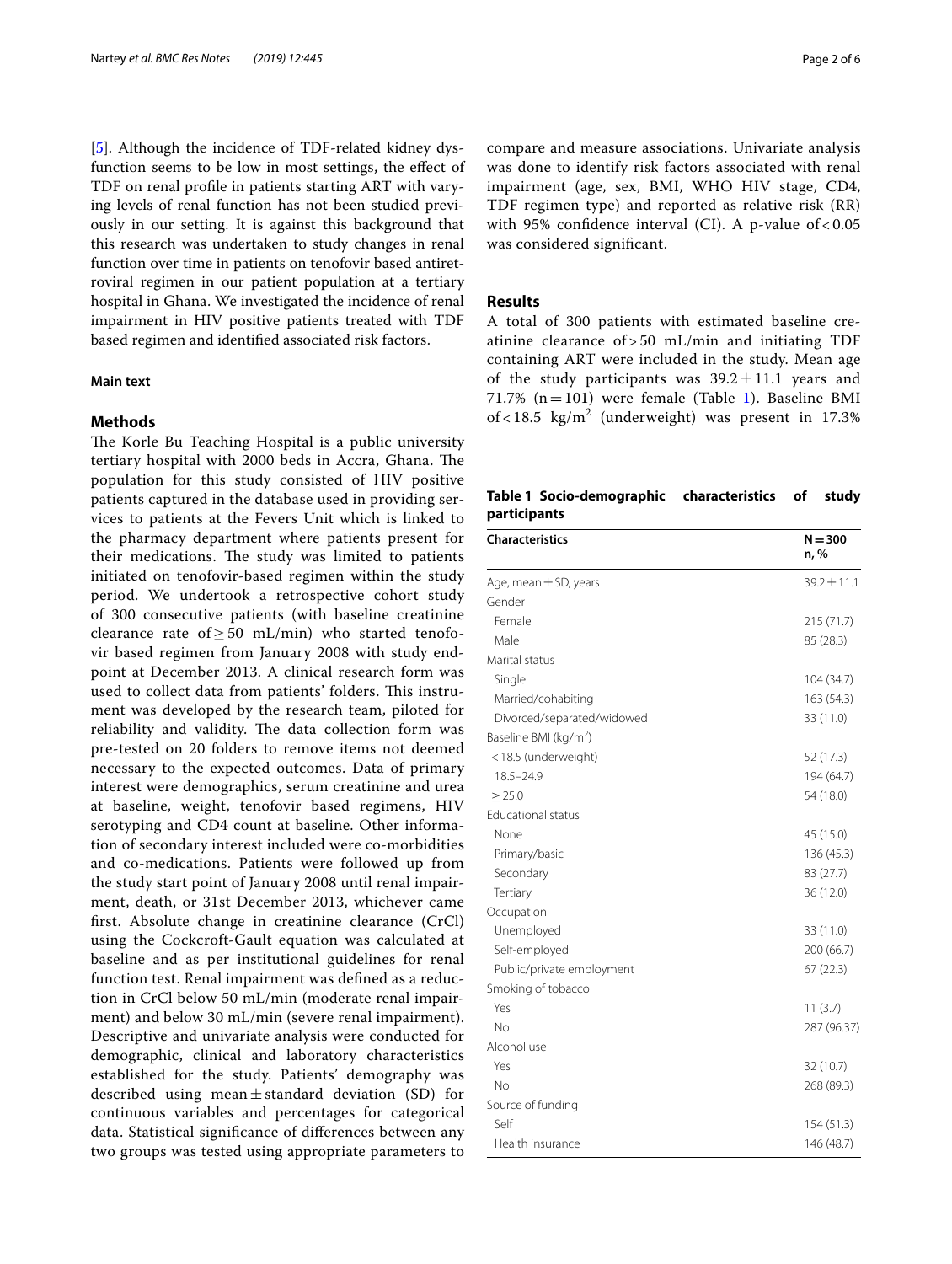[5]. Although the incidence of TDF-related kidney dysfunction seems to be low in most settings, the effect of TDF on renal profile in patients starting ART with varying levels of renal function has not been studied previously in our setting. It is against this background that this research was undertaken to study changes in renal function over time in patients on tenofovir based antiretroviral regimen in our patient population at a tertiary hospital in Ghana. We investigated the incidence of renal impairment in HIV positive patients treated with TDF based regimen and identified associated risk factors.

## Main text

### Methods

The Korle Bu Teaching Hospital is a public university tertiary hospital with 2000 beds in Accra, Ghana. The population for this study consisted of HIV positive patients captured in the database used in providing services to patients at the Fevers Unit which is linked to the pharmacy department where patients present for their medications. The study was limited to patients initiated on tenofovir-based regimen within the study period. We undertook a retrospective cohort study of 300 consecutive patients (with baseline creatinine clearance rate of ≥ 50 mL/min) who started tenofovir based regimen from January 2008 with study endpoint at December 2013. A clinical research form was used to collect data from patients' folders. This instrument was developed by the research team, piloted for reliability and validity. The data collection form was pre-tested on 20 folders to remove items not deemed necessary to the expected outcomes. Data of primary interest were demographics, serum creatinine and urea at baseline, weight, tenofovir based regimens, HIV serotyping and CD4 count at baseline. Other information of secondary interest included were co-morbidities and co-medications. Patients were followed up from the study start point of January 2008 until renal impairment, death, or 31st December 2013, whichever came first. Absolute change in creatinine clearance (CrCl) using the Cockcroft-Gault equation was calculated at baseline and as per institutional guidelines for renal function test. Renal impairment was defined as a reduction in CrCl below 50 mL/min (moderate renal impairment) and below 30 mL/min (severe renal impairment). Descriptive and univariate analysis were conducted for demographic, clinical and laboratory characteristics established for the study. Patients' demography was described using mean ± standard deviation (SD) for continuous variables and percentages for categorical data. Statistical significance of differences between any two groups was tested using appropriate parameters to compare and measure associations. Univariate analysis was done to identify risk factors associated with renal impairment (age, sex, BMI, WHO HIV stage, CD4, TDF regimen type) and reported as relative risk (RR) with 95% confidence interval (CI). A p-value of $< 0.05$ was considered significant.

### Results

A total of 300 patients with estimated baseline creatinine clearance of > 50 mL/min and initiating TDF containing ART were included in the study. Mean age of the study participants was 39.2 ± 11.1 years and 71.7% (n = 101) were female (Table 1). Baseline BMI of < 18.5 kg/m$^2$ (underweight) was present in 17.3%

**Table 1 Socio-demographic characteristics of study participants**

| Characteristics | N = 300 n, % |
|---|---|
| Age, mean ± SD, years | 39.2 ± 11.1 |
| Gender | |
| Female | 215 (71.7) |
| Male | 85 (28.3) |
| Marital status | |
| Single | 104 (34.7) |
| Married/cohabiting | 163 (54.3) |
| Divorced/separated/widowed | 33 (11.0) |
| Baseline BMI (kg/m$^2$) | |
| < 18.5 (underweight) | 52 (17.3) |
| 18.5–24.9 | 194 (64.7) |
| ≥ 25.0 | 54 (18.0) |
| Educational status | |
| None | 45 (15.0) |
| Primary/basic | 136 (45.3) |
| Secondary | 83 (27.7) |
| Tertiary | 36 (12.0) |
| Occupation | |
| Unemployed | 33 (11.0) |
| Self-employed | 200 (66.7) |
| Public/private employment | 67 (22.3) |
| Smoking of tobacco | |
| Yes | 11 (3.7) |
| No | 287 (96.37) |
| Alcohol use | |
| Yes | 32 (10.7) |
| No | 268 (89.3) |
| Source of funding | |
| Self | 154 (51.3) |
| Health insurance | 146 (48.7) |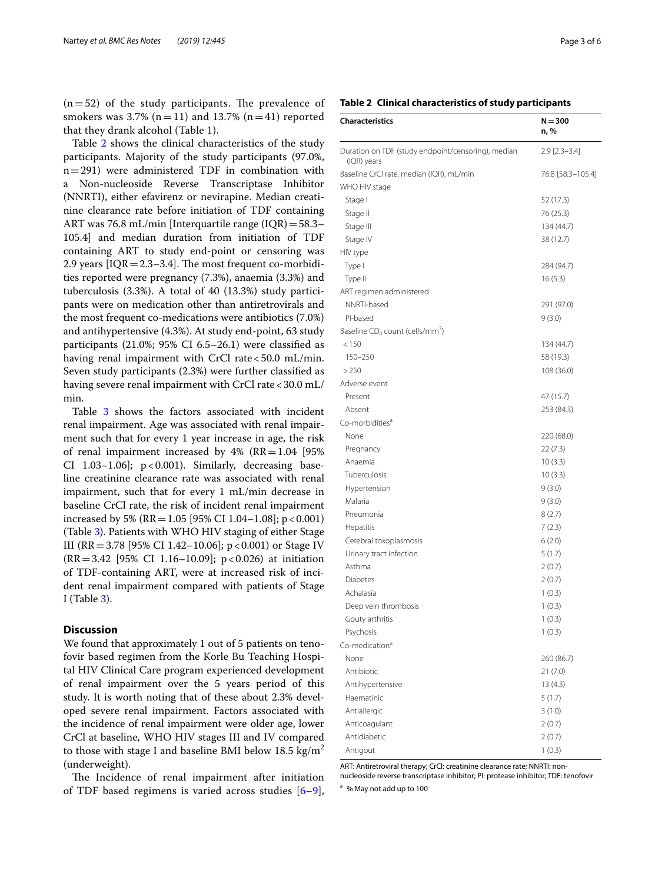(n = 52) of the study participants. The prevalence of smokers was 3.7% (n = 11) and 13.7% (n = 41) reported that they drank alcohol (Table 1).

Table 2 shows the clinical characteristics of the study participants. Majority of the study participants (97.0%, n = 291) were administered TDF in combination with a Non-nucleoside Reverse Transcriptase Inhibitor (NNRTI), either efavirenz or nevirapine. Median creatinine clearance rate before initiation of TDF containing ART was 76.8 mL/min [Interquartile range (IQR) = 58.3–105.4] and median duration from initiation of TDF containing ART to study end-point or censoring was 2.9 years [IQR = 2.3–3.4]. The most frequent co-morbidities reported were pregnancy (7.3%), anaemia (3.3%) and tuberculosis (3.3%). A total of 40 (13.3%) study participants were on medication other than antiretrovirals and the most frequent co-medications were antibiotics (7.0%) and antihypertensive (4.3%). At study end-point, 63 study participants (21.0%; 95% CI 6.5–26.1) were classified as having renal impairment with CrCl rate < 50.0 mL/min. Seven study participants (2.3%) were further classified as having severe renal impairment with CrCl rate < 30.0 mL/min.

Table 3 shows the factors associated with incident renal impairment. Age was associated with renal impairment such that for every 1 year increase in age, the risk of renal impairment increased by 4% (RR = 1.04 [95% CI 1.03–1.06]; $p < 0.001$). Similarly, decreasing baseline creatinine clearance rate was associated with renal impairment, such that for every 1 mL/min decrease in baseline CrCl rate, the risk of incident renal impairment increased by 5% (RR = 1.05 [95% CI 1.04–1.08]; $p < 0.001$) (Table 3). Patients with WHO HIV staging of either Stage III (RR = 3.78 [95% CI 1.42–10.06]; $p < 0.001$) or Stage IV (RR = 3.42 [95% CI 1.16–10.09]; $p < 0.026$) at initiation of TDF-containing ART, were at increased risk of incident renal impairment compared with patients of Stage I (Table 3).

**Table 2 Clinical characteristics of study participants**

| Characteristics | N = 300 n, % |
|---|---|
| Duration on TDF (study endpoint/censoring), median (IQR) years | 2.9 [2.3–3.4] |
| Baseline CrCl rate, median (IQR), mL/min | 76.8 [58.3–105.4] |
| WHO HIV stage | |
| Stage I | 52 (17.3) |
| Stage II | 76 (25.3) |
| Stage III | 134 (44.7) |
| Stage IV | 38 (12.7) |
| HIV type | |
| Type I | 284 (94.7) |
| Type II | 16 (5.3) |
| ART regimen administered | |
| NNRTI-based | 291 (97.0) |
| PI-based | 9 (3.0) |
| Baseline $CD_4$ count (cells/mm$^3$) | |
| < 150 | 134 (44.7) |
| 150–250 | 58 (19.3) |
| > 250 | 108 (36.0) |
| Adverse event | |
| Present | 47 (15.7) |
| Absent | 253 (84.3) |
| Co-morbidities[a] | |
| None | 220 (68.0) |
| Pregnancy | 22 (7.3) |
| Anaemia | 10 (3.3) |
| Tuberculosis | 10 (3.3) |
| Hypertension | 9 (3.0) |
| Malaria | 9 (3.0) |
| Pneumonia | 8 (2.7) |
| Hepatitis | 7 (2.3) |
| Cerebral toxoplasmosis | 6 (2.0) |
| Urinary tract infection | 5 (1.7) |
| Asthma | 2 (0.7) |
| Diabetes | 2 (0.7) |
| Achalasia | 1 (0.3) |
| Deep vein thrombosis | 1 (0.3) |
| Gouty arthritis | 1 (0.3) |
| Psychosis | 1 (0.3) |
| Co-medication[a] | |
| None | 260 (86.7) |
| Antibiotic | 21 (7.0) |
| Antihypertensive | 13 (4.3) |
| Haematinic | 5 (1.7) |
| Antiallergic | 3 (1.0) |
| Anticoagulant | 2 (0.7) |
| Antidiabetic | 2 (0.7) |
| Antigout | 1 (0.3) |

ART: Antiretroviral therapy; CrCl: creatinine clearance rate; NNRTI: non-nucleoside reverse transcriptase inhibitor; PI: protease inhibitor; TDF: tenofovir

[a] % May not add up to 100

## Discussion

We found that approximately 1 out of 5 patients on tenofovir based regimen from the Korle Bu Teaching Hospital HIV Clinical Care program experienced development of renal impairment over the 5 years period of this study. It is worth noting that of these about 2.3% developed severe renal impairment. Factors associated with the incidence of renal impairment were older age, lower CrCl at baseline, WHO HIV stages III and IV compared to those with stage I and baseline BMI below 18.5 kg/m$^2$ (underweight).

The Incidence of renal impairment after initiation of TDF based regimens is varied across studies [6–9],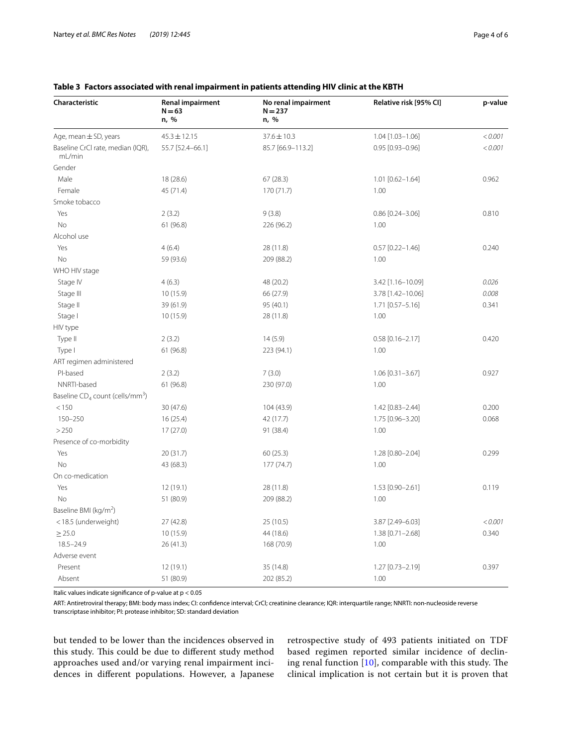**Table 3 Factors associated with renal impairment in patients attending HIV clinic at the KBTH**

| Characteristic | Renal impairment N = 63 n, % | No renal impairment N = 237 n, % | Relative risk [95% CI] | p-value |
|---|---|---|---|---|
| Age, mean ± SD, years | 45.3 ± 12.15 | 37.6 ± 10.3 | 1.04 [1.03–1.06] | *< 0.001* |
| Baseline CrCl rate, median (IQR), mL/min | 55.7 [52.4–66.1] | 85.7 [66.9–113.2] | 0.95 [0.93–0.96] | *< 0.001* |
| Gender | | | | |
| Male | 18 (28.6) | 67 (28.3) | 1.01 [0.62–1.64] | 0.962 |
| Female | 45 (71.4) | 170 (71.7) | 1.00 | |
| Smoke tobacco | | | | |
| Yes | 2 (3.2) | 9 (3.8) | 0.86 [0.24–3.06] | 0.810 |
| No | 61 (96.8) | 226 (96.2) | 1.00 | |
| Alcohol use | | | | |
| Yes | 4 (6.4) | 28 (11.8) | 0.57 [0.22–1.46] | 0.240 |
| No | 59 (93.6) | 209 (88.2) | 1.00 | |
| WHO HIV stage | | | | |
| Stage IV | 4 (6.3) | 48 (20.2) | 3.42 [1.16–10.09] | *0.026* |
| Stage III | 10 (15.9) | 66 (27.9) | 3.78 [1.42–10.06] | *0.008* |
| Stage II | 39 (61.9) | 95 (40.1) | 1.71 [0.57–5.16] | 0.341 |
| Stage I | 10 (15.9) | 28 (11.8) | 1.00 | |
| HIV type | | | | |
| Type II | 2 (3.2) | 14 (5.9) | 0.58 [0.16–2.17] | 0.420 |
| Type I | 61 (96.8) | 223 (94.1) | 1.00 | |
| ART regimen administered | | | | |
| PI-based | 2 (3.2) | 7 (3.0) | 1.06 [0.31–3.67] | 0.927 |
| NNRTI-based | 61 (96.8) | 230 (97.0) | 1.00 | |
| Baseline $CD_4$ count (cells/mm$^3$) | | | | |
| < 150 | 30 (47.6) | 104 (43.9) | 1.42 [0.83–2.44] | 0.200 |
| 150–250 | 16 (25.4) | 42 (17.7) | 1.75 [0.96–3.20] | 0.068 |
| > 250 | 17 (27.0) | 91 (38.4) | 1.00 | |
| Presence of co-morbidity | | | | |
| Yes | 20 (31.7) | 60 (25.3) | 1.28 [0.80–2.04] | 0.299 |
| No | 43 (68.3) | 177 (74.7) | 1.00 | |
| On co-medication | | | | |
| Yes | 12 (19.1) | 28 (11.8) | 1.53 [0.90–2.61] | 0.119 |
| No | 51 (80.9) | 209 (88.2) | 1.00 | |
| Baseline BMI (kg/m$^2$) | | | | |
| < 18.5 (underweight) | 27 (42.8) | 25 (10.5) | 3.87 [2.49–6.03] | *< 0.001* |
| ≥ 25.0 | 10 (15.9) | 44 (18.6) | 1.38 [0.71–2.68] | 0.340 |
| 18.5–24.9 | 26 (41.3) | 168 (70.9) | 1.00 | |
| Adverse event | | | | |
| Present | 12 (19.1) | 35 (14.8) | 1.27 [0.73–2.19] | 0.397 |
| Absent | 51 (80.9) | 202 (85.2) | 1.00 | |

Italic values indicate significance of p-value at $p < 0.05$

ART: Antiretroviral therapy; BMI: body mass index; CI: confidence interval; CrCl; creatinine clearance; IQR: interquartile range; NNRTI: non-nucleoside reverse transcriptase inhibitor; PI: protease inhibitor; SD: standard deviation

but tended to be lower than the incidences observed in this study. This could be due to different study method approaches used and/or varying renal impairment incidences in different populations. However, a Japanese retrospective study of 493 patients initiated on TDF based regimen reported similar incidence of declining renal function [10], comparable with this study. The clinical implication is not certain but it is proven that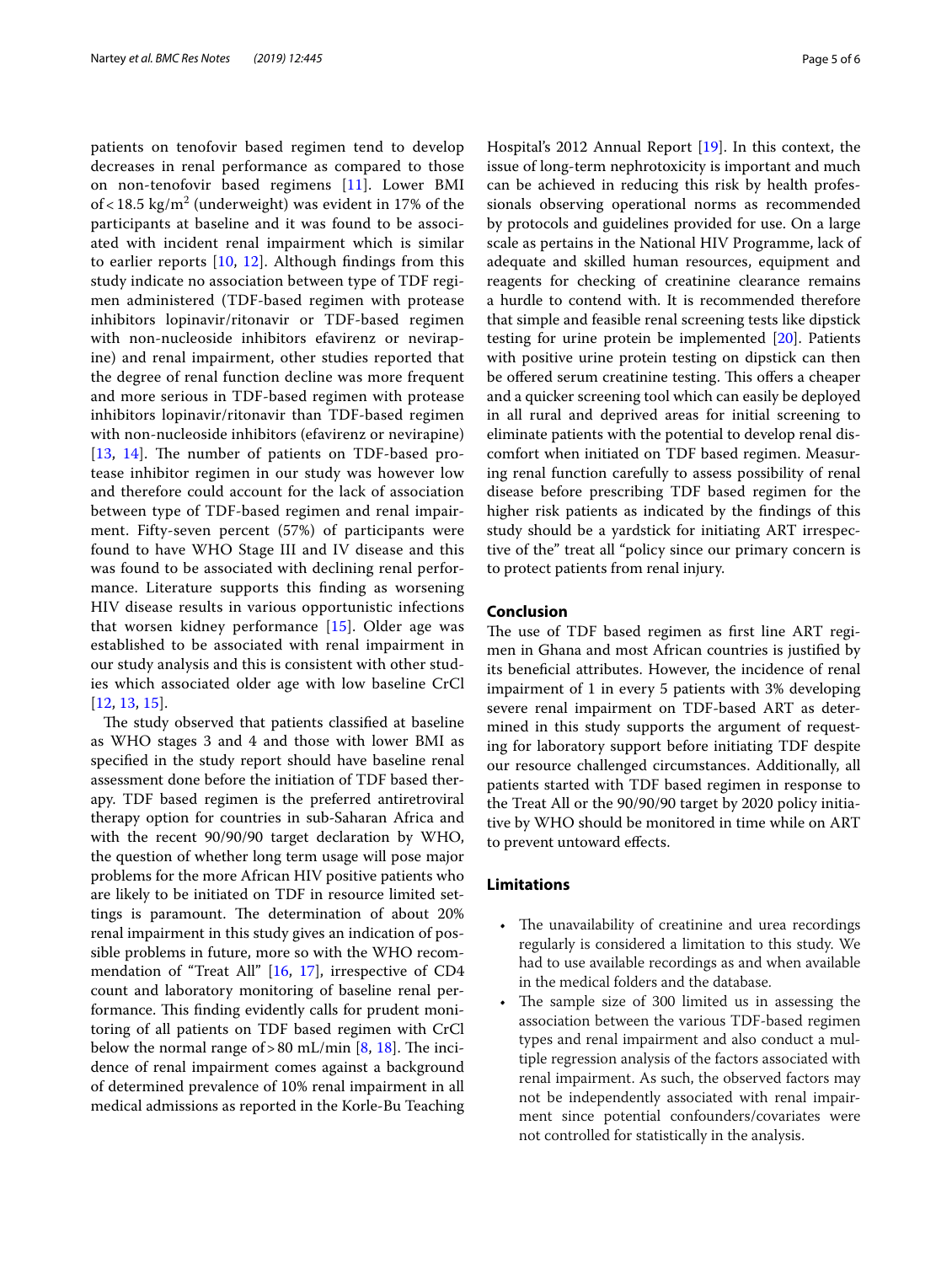patients on tenofovir based regimen tend to develop decreases in renal performance as compared to those on non-tenofovir based regimens [11]. Lower BMI of < 18.5 kg/m$^2$ (underweight) was evident in 17% of the participants at baseline and it was found to be associated with incident renal impairment which is similar to earlier reports [10, 12]. Although findings from this study indicate no association between type of TDF regimen administered (TDF-based regimen with protease inhibitors lopinavir/ritonavir or TDF-based regimen with non-nucleoside inhibitors efavirenz or nevirapine) and renal impairment, other studies reported that the degree of renal function decline was more frequent and more serious in TDF-based regimen with protease inhibitors lopinavir/ritonavir than TDF-based regimen with non-nucleoside inhibitors (efavirenz or nevirapine) [13, 14]. The number of patients on TDF-based protease inhibitor regimen in our study was however low and therefore could account for the lack of association between type of TDF-based regimen and renal impairment. Fifty-seven percent (57%) of participants were found to have WHO Stage III and IV disease and this was found to be associated with declining renal performance. Literature supports this finding as worsening HIV disease results in various opportunistic infections that worsen kidney performance [15]. Older age was established to be associated with renal impairment in our study analysis and this is consistent with other studies which associated older age with low baseline CrCl [12, 13, 15].

The study observed that patients classified at baseline as WHO stages 3 and 4 and those with lower BMI as specified in the study report should have baseline renal assessment done before the initiation of TDF based therapy. TDF based regimen is the preferred antiretroviral therapy option for countries in sub-Saharan Africa and with the recent 90/90/90 target declaration by WHO, the question of whether long term usage will pose major problems for the more African HIV positive patients who are likely to be initiated on TDF in resource limited settings is paramount. The determination of about 20% renal impairment in this study gives an indication of possible problems in future, more so with the WHO recommendation of "Treat All" [16, 17], irrespective of CD4 count and laboratory monitoring of baseline renal performance. This finding evidently calls for prudent monitoring of all patients on TDF based regimen with CrCl below the normal range of > 80 mL/min [8, 18]. The incidence of renal impairment comes against a background of determined prevalence of 10% renal impairment in all medical admissions as reported in the Korle-Bu Teaching Hospital's 2012 Annual Report [19]. In this context, the issue of long-term nephrotoxicity is important and much can be achieved in reducing this risk by health professionals observing operational norms as recommended by protocols and guidelines provided for use. On a large scale as pertains in the National HIV Programme, lack of adequate and skilled human resources, equipment and reagents for checking of creatinine clearance remains a hurdle to contend with. It is recommended therefore that simple and feasible renal screening tests like dipstick testing for urine protein be implemented [20]. Patients with positive urine protein testing on dipstick can then be offered serum creatinine testing. This offers a cheaper and a quicker screening tool which can easily be deployed in all rural and deprived areas for initial screening to eliminate patients with the potential to develop renal discomfort when initiated on TDF based regimen. Measuring renal function carefully to assess possibility of renal disease before prescribing TDF based regimen for the higher risk patients as indicated by the findings of this study should be a yardstick for initiating ART irrespective of the" treat all "policy since our primary concern is to protect patients from renal injury.

## Conclusion

The use of TDF based regimen as first line ART regimen in Ghana and most African countries is justified by its beneficial attributes. However, the incidence of renal impairment of 1 in every 5 patients with 3% developing severe renal impairment on TDF-based ART as determined in this study supports the argument of requesting for laboratory support before initiating TDF despite our resource challenged circumstances. Additionally, all patients started with TDF based regimen in response to the Treat All or the 90/90/90 target by 2020 policy initiative by WHO should be monitored in time while on ART to prevent untoward effects.

## Limitations

- The unavailability of creatinine and urea recordings regularly is considered a limitation to this study. We had to use available recordings as and when available in the medical folders and the database.
- The sample size of 300 limited us in assessing the association between the various TDF-based regimen types and renal impairment and also conduct a multiple regression analysis of the factors associated with renal impairment. As such, the observed factors may not be independently associated with renal impairment since potential confounders/covariates were not controlled for statistically in the analysis.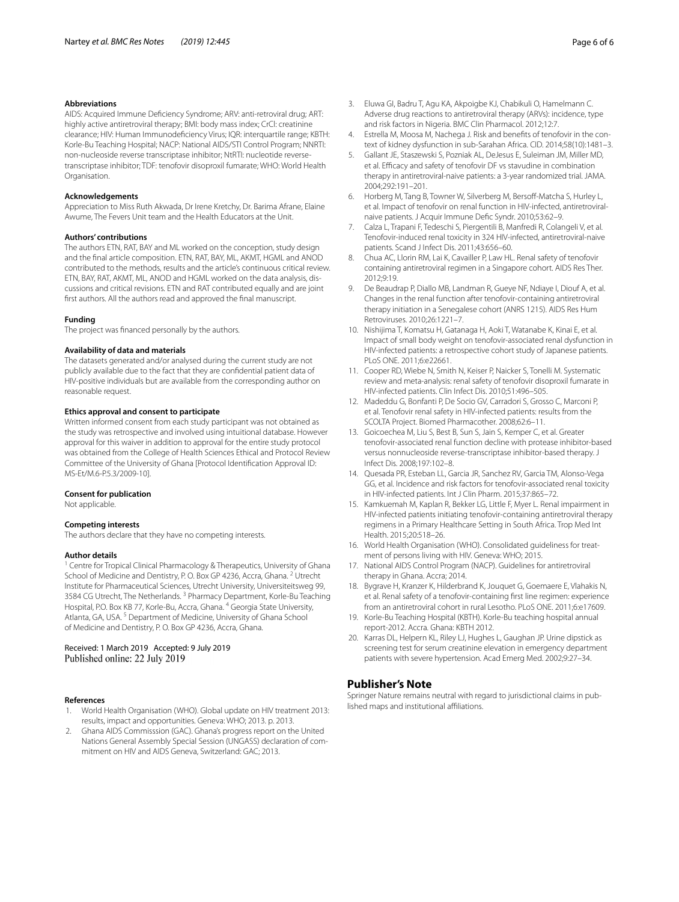#### Abbreviations

AIDS: Acquired Immune Deficiency Syndrome; ARV: anti-retroviral drug; ART: highly active antiretroviral therapy; BMI: body mass index; CrCl: creatinine clearance; HIV: Human Immunodeficiency Virus; IQR: interquartile range; KBTH: Korle-Bu Teaching Hospital; NACP: National AIDS/STI Control Program; NNRTI: non-nucleoside reverse transcriptase inhibitor; NtRTI: nucleotide reverse-transcriptase inhibitor; TDF: tenofovir disoproxil fumarate; WHO: World Health Organisation.

#### Acknowledgements

Appreciation to Miss Ruth Akwada, Dr Irene Kretchy, Dr. Barima Afrane, Elaine Awume, The Fevers Unit team and the Health Educators at the Unit.

#### Authors' contributions

The authors ETN, RAT, BAY and ML worked on the conception, study design and the final article composition. ETN, RAT, BAY, ML, AKMT, HGML and ANOD contributed to the methods, results and the article's continuous critical review. ETN, BAY, RAT, AKMT, ML, ANOD and HGML worked on the data analysis, discussions and critical revisions. ETN and RAT contributed equally and are joint first authors. All the authors read and approved the final manuscript.

#### Funding

The project was financed personally by the authors.

#### Availability of data and materials

The datasets generated and/or analysed during the current study are not publicly available due to the fact that they are confidential patient data of HIV-positive individuals but are available from the corresponding author on reasonable request.

#### Ethics approval and consent to participate

Written informed consent from each study participant was not obtained as the study was retrospective and involved using intuitional database. However approval for this waiver in addition to approval for the entire study protocol was obtained from the College of Health Sciences Ethical and Protocol Review Committee of the University of Ghana [Protocol Identification Approval ID: MS-Et/M.6-P.5.3/2009-10].

#### Consent for publication

Not applicable.

#### Competing interests

The authors declare that they have no competing interests.

#### Author details

[1] Centre for Tropical Clinical Pharmacology & Therapeutics, University of Ghana School of Medicine and Dentistry, P. O. Box GP 4236, Accra, Ghana. [2] Utrecht Institute for Pharmaceutical Sciences, Utrecht University, Universiteitsweg 99, 3584 CG Utrecht, The Netherlands. [3] Pharmacy Department, Korle-Bu Teaching Hospital, P.O. Box KB 77, Korle-Bu, Accra, Ghana. [4] Georgia State University, Atlanta, GA, USA. [5] Department of Medicine, University of Ghana School of Medicine and Dentistry, P. O. Box GP 4236, Accra, Ghana.

Received: 1 March 2019 Accepted: 9 July 2019
Published online: 22 July 2019

#### References

1. World Health Organisation (WHO). Global update on HIV treatment 2013: results, impact and opportunities. Geneva: WHO; 2013. p. 2013.
2. Ghana AIDS Commisssion (GAC). Ghana's progress report on the United Nations General Assembly Special Session (UNGASS) declaration of commitment on HIV and AIDS Geneva, Switzerland: GAC; 2013.
3. Eluwa GI, Badru T, Agu KA, Akpoigbe KJ, Chabikuli O, Hamelmann C. Adverse drug reactions to antiretroviral therapy (ARVs): incidence, type and risk factors in Nigeria. BMC Clin Pharmacol. 2012;12:7.
4. Estrella M, Moosa M, Nachega J. Risk and benefits of tenofovir in the context of kidney dysfunction in sub-Sarahan Africa. CID. 2014;58(10):1481–3.
5. Gallant JE, Staszewski S, Pozniak AL, DeJesus E, Suleiman JM, Miller MD, et al. Efficacy and safety of tenofovir DF vs stavudine in combination therapy in antiretroviral-naive patients: a 3-year randomized trial. JAMA. 2004;292:191–201.
6. Horberg M, Tang B, Towner W, Silverberg M, Bersoff-Matcha S, Hurley L, et al. Impact of tenofovir on renal function in HIV-infected, antiretroviral-naive patients. J Acquir Immune Defic Syndr. 2010;53:62–9.
7. Calza L, Trapani F, Tedeschi S, Piergentili B, Manfredi R, Colangeli V, et al. Tenofovir-induced renal toxicity in 324 HIV-infected, antiretroviral-naive patients. Scand J Infect Dis. 2011;43:656–60.
8. Chua AC, Llorin RM, Lai K, Cavailler P, Law HL. Renal safety of tenofovir containing antiretroviral regimen in a Singapore cohort. AIDS Res Ther. 2012;9:19.
9. De Beaudrap P, Diallo MB, Landman R, Gueye NF, Ndiaye I, Diouf A, et al. Changes in the renal function after tenofovir-containing antiretroviral therapy initiation in a Senegalese cohort (ANRS 1215). AIDS Res Hum Retroviruses. 2010;26:1221–7.
10. Nishijima T, Komatsu H, Gatanaga H, Aoki T, Watanabe K, Kinai E, et al. Impact of small body weight on tenofovir-associated renal dysfunction in HIV-infected patients: a retrospective cohort study of Japanese patients. PLoS ONE. 2011;6:e22661.
11. Cooper RD, Wiebe N, Smith N, Keiser P, Naicker S, Tonelli M. Systematic review and meta-analysis: renal safety of tenofovir disoproxil fumarate in HIV-infected patients. Clin Infect Dis. 2010;51:496–505.
12. Madeddu G, Bonfanti P, De Socio GV, Carradori S, Grosso C, Marconi P, et al. Tenofovir renal safety in HIV-infected patients: results from the SCOLTA Project. Biomed Pharmacother. 2008;62:6–11.
13. Goicoechea M, Liu S, Best B, Sun S, Jain S, Kemper C, et al. Greater tenofovir-associated renal function decline with protease inhibitor-based versus nonnucleoside reverse-transcriptase inhibitor-based therapy. J Infect Dis. 2008;197:102–8.
14. Quesada PR, Esteban LL, Garcia JR, Sanchez RV, Garcia TM, Alonso-Vega GG, et al. Incidence and risk factors for tenofovir-associated renal toxicity in HIV-infected patients. Int J Clin Pharm. 2015;37:865–72.
15. Kamkuemah M, Kaplan R, Bekker LG, Little F, Myer L. Renal impairment in HIV-infected patients initiating tenofovir-containing antiretroviral therapy regimens in a Primary Healthcare Setting in South Africa. Trop Med Int Health. 2015;20:518–26.
16. World Health Organisation (WHO). Consolidated guideliness for treatment of persons living with HIV. Geneva: WHO; 2015.
17. National AIDS Control Program (NACP). Guidelines for antiretroviral therapy in Ghana. Accra; 2014.
18. Bygrave H, Kranzer K, Hilderbrand K, Jouquet G, Goemaere E, Vlahakis N, et al. Renal safety of a tenofovir-containing first line regimen: experience from an antiretroviral cohort in rural Lesotho. PLoS ONE. 2011;6:e17609.
19. Korle-Bu Teaching Hospital (KBTH). Korle-Bu teaching hospital annual report-2012. Accra. Ghana: KBTH 2012.
20. Karras DL, Helpern KL, Riley LJ, Hughes L, Gaughan JP. Urine dipstick as screening test for serum creatinine elevation in emergency department patients with severe hypertension. Acad Emerg Med. 2002;9:27–34.

## Publisher's Note

Springer Nature remains neutral with regard to jurisdictional claims in published maps and institutional affiliations.